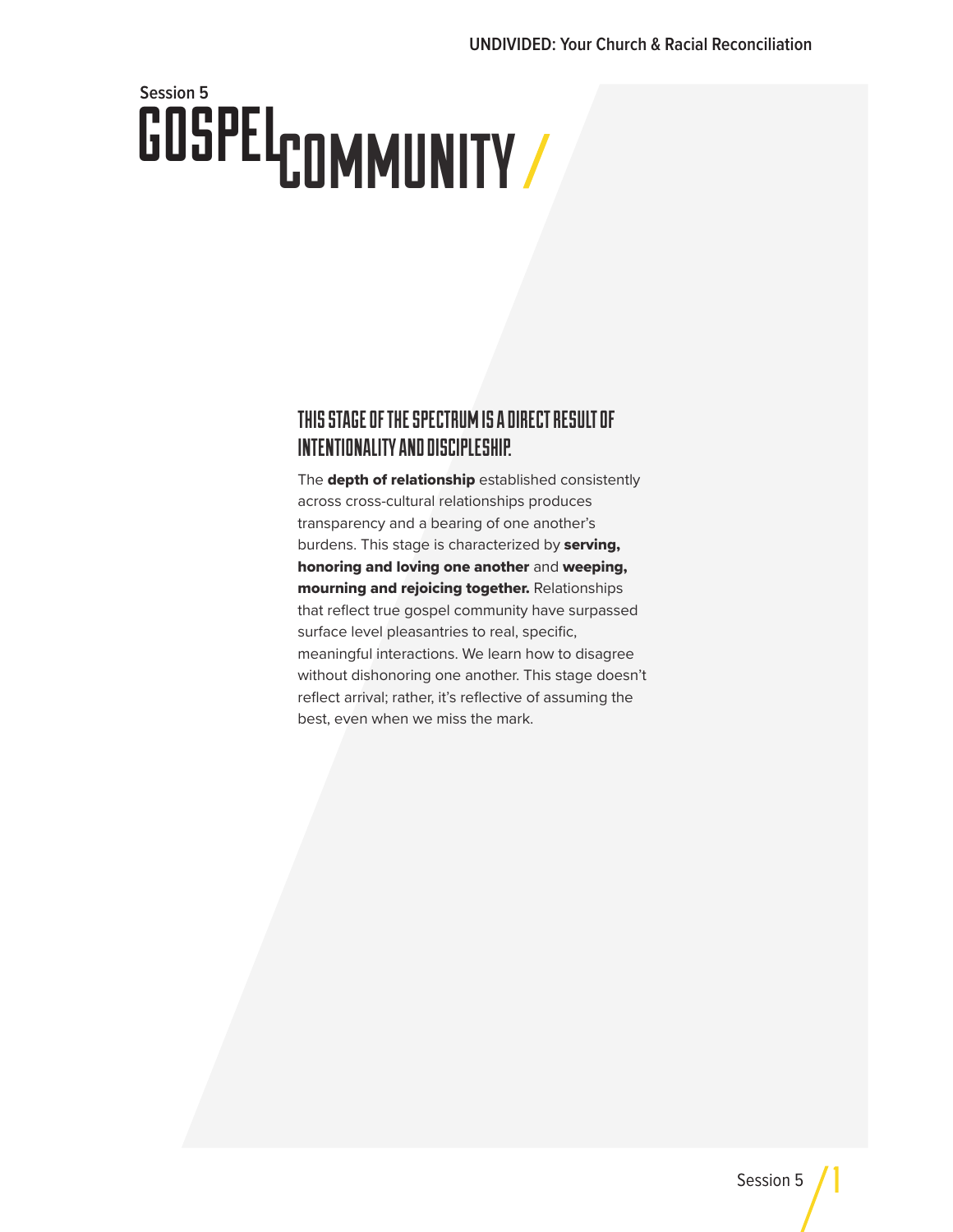Session 5

# GOSPEL COMMUNITY

## THIS STAGE OF THE SPECTRUM IS A DIRECT RESULT OF INTENTIONALITY AND DISCIPLESHIP.

The **depth of relationship** established consistently across cross-cultural relationships produces transparency and a bearing of one another's burdens. This stage is characterized by **serving, honoring and loving one another** and **weeping, mourning and rejoicing together.** Relationships that reflect true gospel community have surpassed surface level pleasantries to real, specific, meaningful interactions. We learn how to disagree without dishonoring one another. This stage doesn't reflect arrival; rather, it's reflective of assuming the best, even when we miss the mark.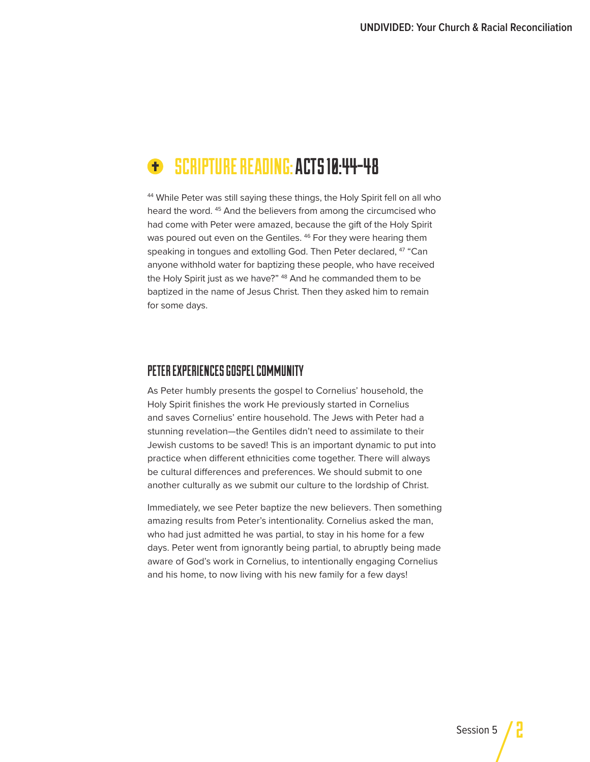## SCRIPTURE READING: ACTS 10:44-48

[44] While Peter was still saying these things, the Holy Spirit fell on all who heard the word. [45] And the believers from among the circumcised who had come with Peter were amazed, because the gift of the Holy Spirit was poured out even on the Gentiles. [46] For they were hearing them speaking in tongues and extolling God. Then Peter declared, [47] "Can anyone withhold water for baptizing these people, who have received the Holy Spirit just as we have?" [48] And he commanded them to be baptized in the name of Jesus Christ. Then they asked him to remain for some days.

### PETER EXPERIENCES GOSPEL COMMUNITY

As Peter humbly presents the gospel to Cornelius' household, the Holy Spirit finishes the work He previously started in Cornelius and saves Cornelius' entire household. The Jews with Peter had a stunning revelation—the Gentiles didn't need to assimilate to their Jewish customs to be saved! This is an important dynamic to put into practice when different ethnicities come together. There will always be cultural differences and preferences. We should submit to one another culturally as we submit our culture to the lordship of Christ.

Immediately, we see Peter baptize the new believers. Then something amazing results from Peter's intentionality. Cornelius asked the man, who had just admitted he was partial, to stay in his home for a few days. Peter went from ignorantly being partial, to abruptly being made aware of God's work in Cornelius, to intentionally engaging Cornelius and his home, to now living with his new family for a few days!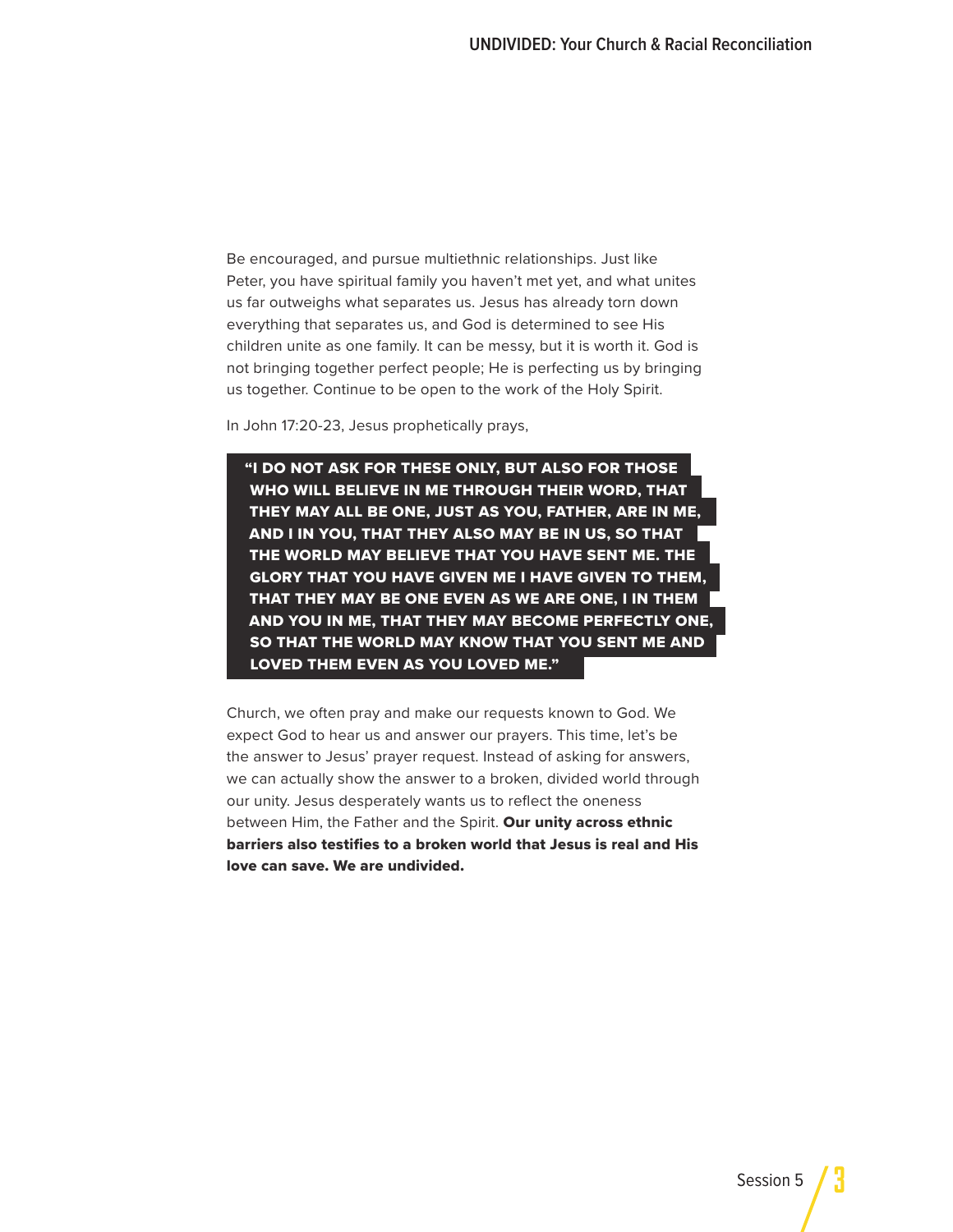Be encouraged, and pursue multiethnic relationships. Just like Peter, you have spiritual family you haven't met yet, and what unites us far outweighs what separates us. Jesus has already torn down everything that separates us, and God is determined to see His children unite as one family. It can be messy, but it is worth it. God is not bringing together perfect people; He is perfecting us by bringing us together. Continue to be open to the work of the Holy Spirit.

In John 17:20-23, Jesus prophetically prays,

> **"I DO NOT ASK FOR THESE ONLY, BUT ALSO FOR THOSE WHO WILL BELIEVE IN ME THROUGH THEIR WORD, THAT THEY MAY ALL BE ONE, JUST AS YOU, FATHER, ARE IN ME, AND I IN YOU, THAT THEY ALSO MAY BE IN US, SO THAT THE WORLD MAY BELIEVE THAT YOU HAVE SENT ME. THE GLORY THAT YOU HAVE GIVEN ME I HAVE GIVEN TO THEM, THAT THEY MAY BE ONE EVEN AS WE ARE ONE, I IN THEM AND YOU IN ME, THAT THEY MAY BECOME PERFECTLY ONE, SO THAT THE WORLD MAY KNOW THAT YOU SENT ME AND LOVED THEM EVEN AS YOU LOVED ME."**

Church, we often pray and make our requests known to God. We expect God to hear us and answer our prayers. This time, let's be the answer to Jesus' prayer request. Instead of asking for answers, we can actually show the answer to a broken, divided world through our unity. Jesus desperately wants us to reflect the oneness between Him, the Father and the Spirit. **Our unity across ethnic barriers also testifies to a broken world that Jesus is real and His love can save. We are undivided.**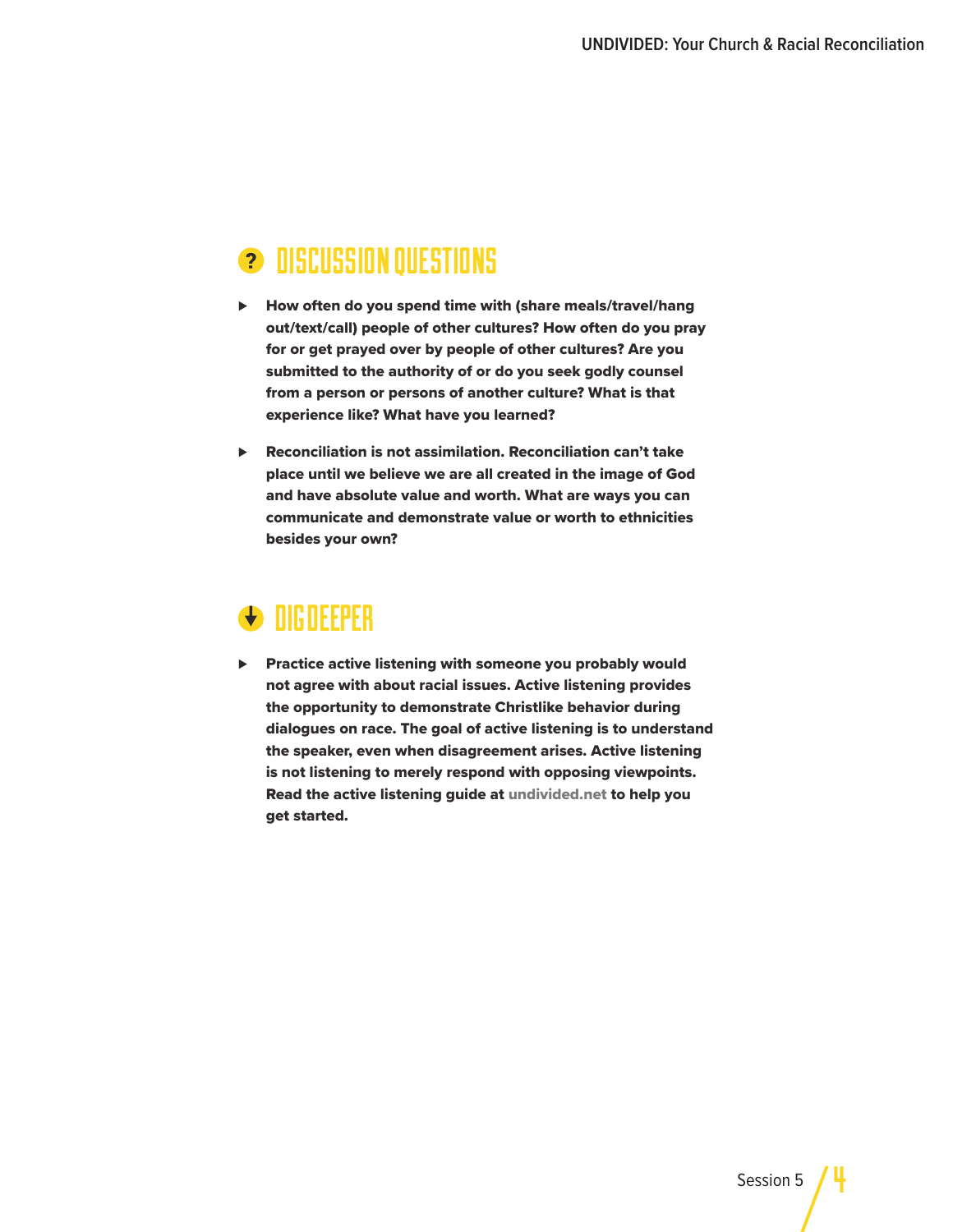## DISCUSSION QUESTIONS

- **How often do you spend time with (share meals/travel/hang out/text/call) people of other cultures? How often do you pray for or get prayed over by people of other cultures? Are you submitted to the authority of or do you seek godly counsel from a person or persons of another culture? What is that experience like? What have you learned?**

- **Reconciliation is not assimilation. Reconciliation can't take place until we believe we are all created in the image of God and have absolute value and worth. What are ways you can communicate and demonstrate value or worth to ethnicities besides your own?**

## DIG DEEPER

- **Practice active listening with someone you probably would not agree with about racial issues. Active listening provides the opportunity to demonstrate Christlike behavior during dialogues on race. The goal of active listening is to understand the speaker, even when disagreement arises. Active listening is not listening to merely respond with opposing viewpoints. Read the active listening guide at undivided.net to help you get started.**